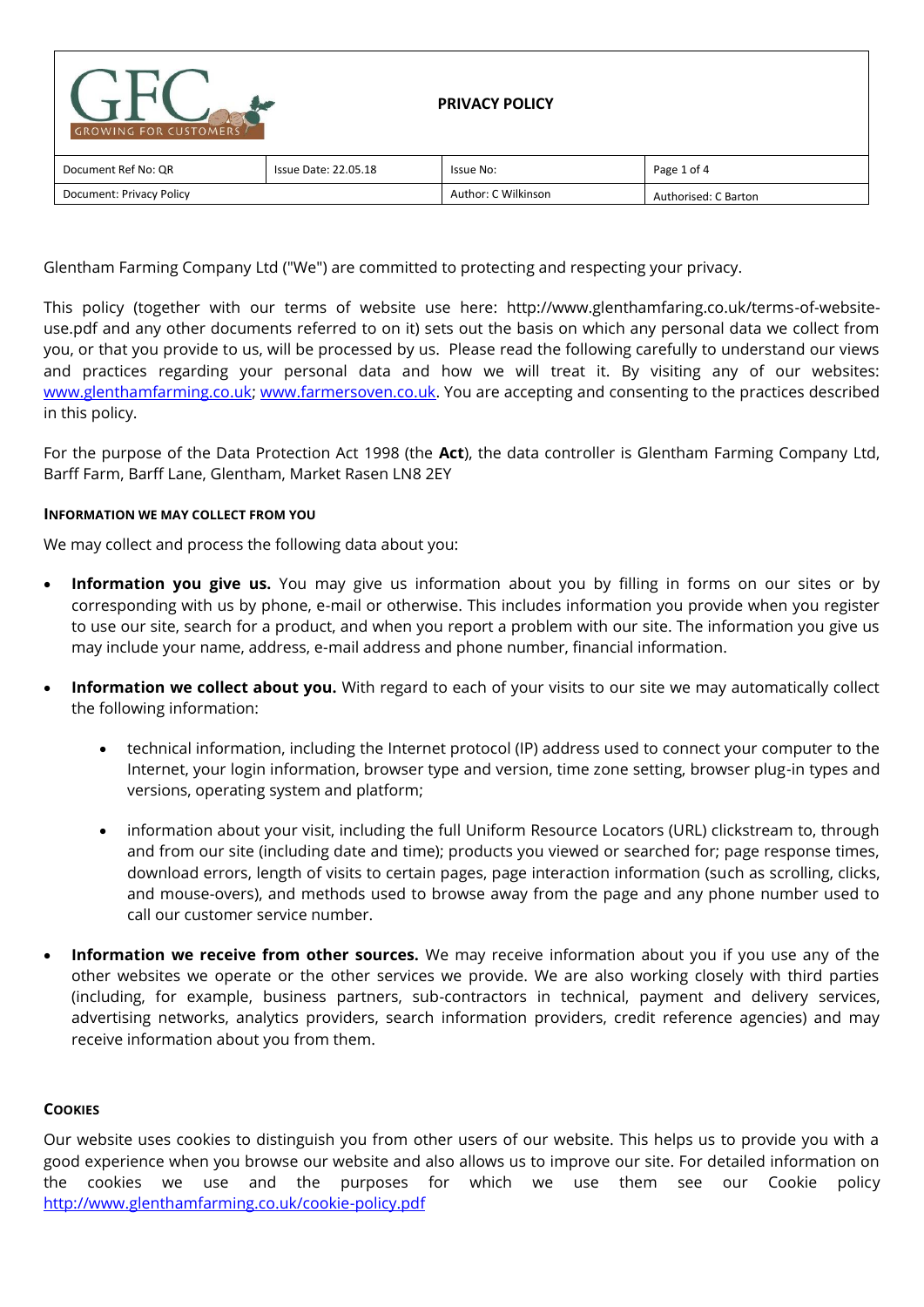| GFC GROWING FOR CUSTOMERS | | PRIVACY POLICY | |
|---|---|---|---|
| Document Ref No: QR | Issue Date: 22.05.18 | Issue No: | Page 1 of 4 |
| Document: Privacy Policy | | Author: C Wilkinson | Authorised: C Barton |

Glentham Farming Company Ltd ("We") are committed to protecting and respecting your privacy.

This policy (together with our terms of website use here: http://www.glenthamfaring.co.uk/terms-of-website-use.pdf and any other documents referred to on it) sets out the basis on which any personal data we collect from you, or that you provide to us, will be processed by us. Please read the following carefully to understand our views and practices regarding your personal data and how we will treat it. By visiting any of our websites: www.glenthamfarming.co.uk; www.farmersoven.co.uk. You are accepting and consenting to the practices described in this policy.

For the purpose of the Data Protection Act 1998 (the **Act**), the data controller is Glentham Farming Company Ltd, Barff Farm, Barff Lane, Glentham, Market Rasen LN8 2EY

#### INFORMATION WE MAY COLLECT FROM YOU

We may collect and process the following data about you:

- **Information you give us.** You may give us information about you by filling in forms on our sites or by corresponding with us by phone, e-mail or otherwise. This includes information you provide when you register to use our site, search for a product, and when you report a problem with our site. The information you give us may include your name, address, e-mail address and phone number, financial information.

- **Information we collect about you.** With regard to each of your visits to our site we may automatically collect the following information:

  - technical information, including the Internet protocol (IP) address used to connect your computer to the Internet, your login information, browser type and version, time zone setting, browser plug-in types and versions, operating system and platform;

  - information about your visit, including the full Uniform Resource Locators (URL) clickstream to, through and from our site (including date and time); products you viewed or searched for; page response times, download errors, length of visits to certain pages, page interaction information (such as scrolling, clicks, and mouse-overs), and methods used to browse away from the page and any phone number used to call our customer service number.

- **Information we receive from other sources.** We may receive information about you if you use any of the other websites we operate or the other services we provide. We are also working closely with third parties (including, for example, business partners, sub-contractors in technical, payment and delivery services, advertising networks, analytics providers, search information providers, credit reference agencies) and may receive information about you from them.

#### COOKIES

Our website uses cookies to distinguish you from other users of our website. This helps us to provide you with a good experience when you browse our website and also allows us to improve our site. For detailed information on the cookies we use and the purposes for which we use them see our Cookie policy http://www.glenthamfarming.co.uk/cookie-policy.pdf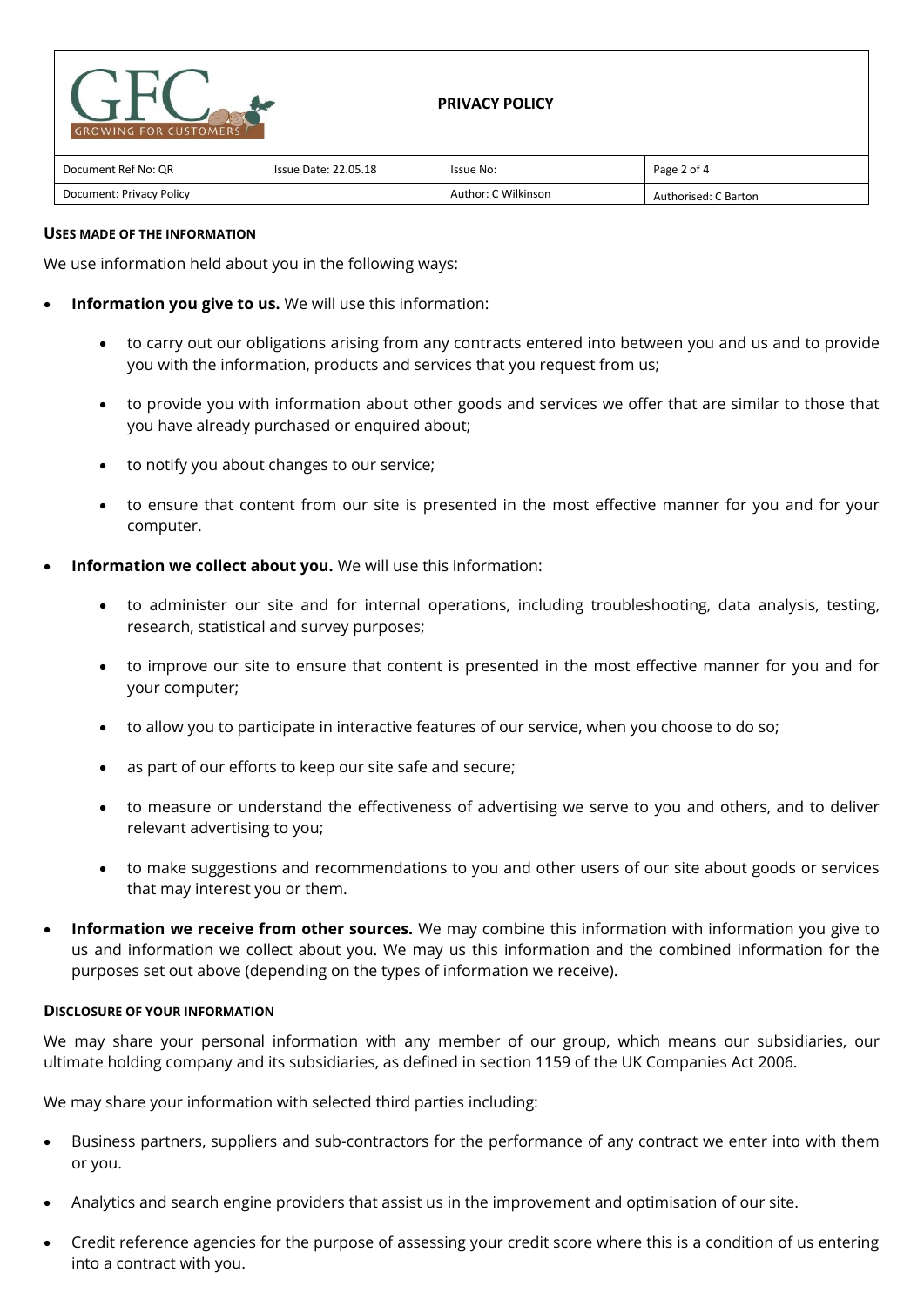## Uses made of the information

We use information held about you in the following ways:

- **Information you give to us.** We will use this information:
  - to carry out our obligations arising from any contracts entered into between you and us and to provide you with the information, products and services that you request from us;
  - to provide you with information about other goods and services we offer that are similar to those that you have already purchased or enquired about;
  - to notify you about changes to our service;
  - to ensure that content from our site is presented in the most effective manner for you and for your computer.
- **Information we collect about you.** We will use this information:
  - to administer our site and for internal operations, including troubleshooting, data analysis, testing, research, statistical and survey purposes;
  - to improve our site to ensure that content is presented in the most effective manner for you and for your computer;
  - to allow you to participate in interactive features of our service, when you choose to do so;
  - as part of our efforts to keep our site safe and secure;
  - to measure or understand the effectiveness of advertising we serve to you and others, and to deliver relevant advertising to you;
  - to make suggestions and recommendations to you and other users of our site about goods or services that may interest you or them.
- **Information we receive from other sources.** We may combine this information with information you give to us and information we collect about you. We may us this information and the combined information for the purposes set out above (depending on the types of information we receive).

## Disclosure of your information

We may share your personal information with any member of our group, which means our subsidiaries, our ultimate holding company and its subsidiaries, as defined in section 1159 of the UK Companies Act 2006.

We may share your information with selected third parties including:

- Business partners, suppliers and sub-contractors for the performance of any contract we enter into with them or you.
- Analytics and search engine providers that assist us in the improvement and optimisation of our site.
- Credit reference agencies for the purpose of assessing your credit score where this is a condition of us entering into a contract with you.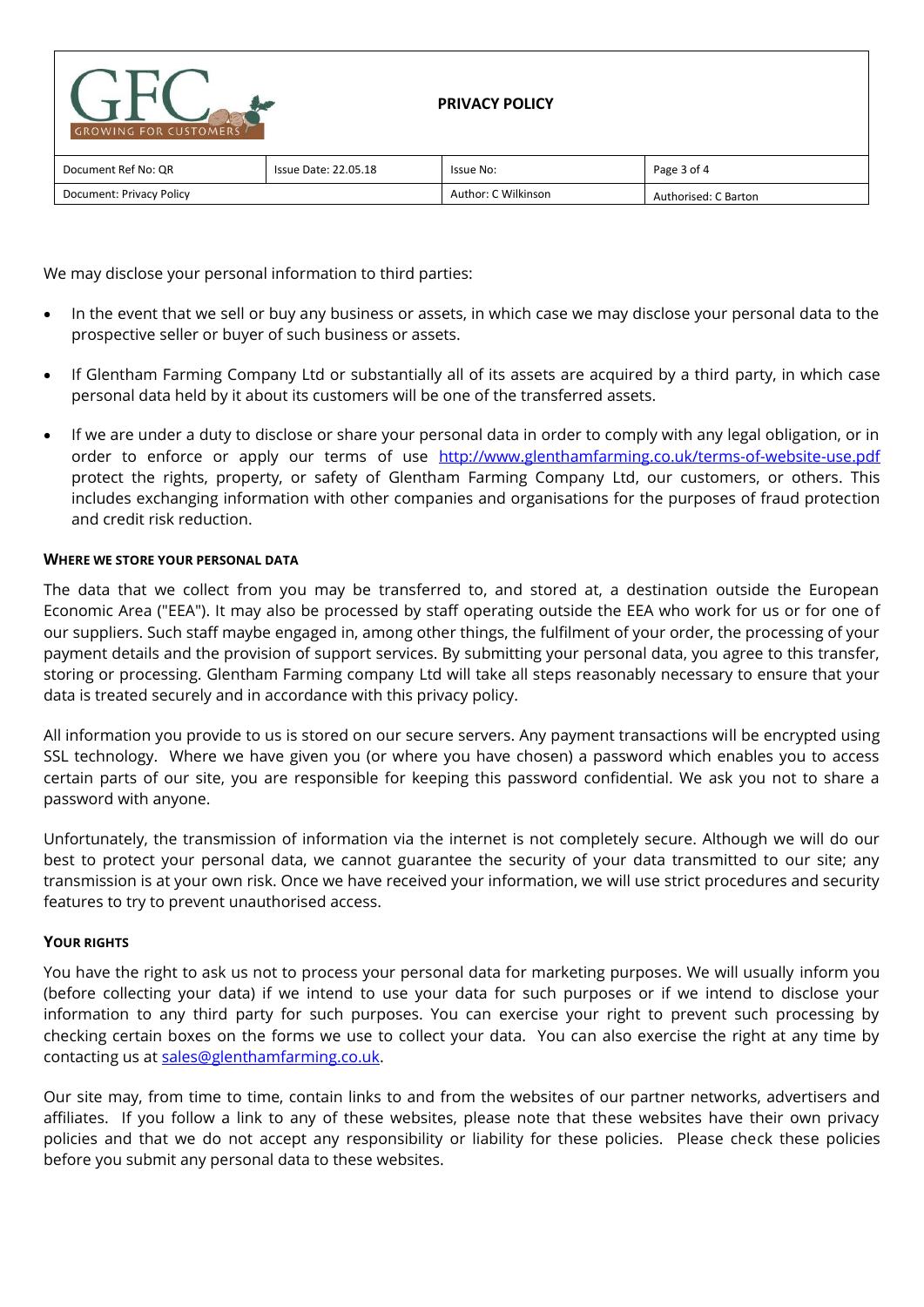We may disclose your personal information to third parties:

- In the event that we sell or buy any business or assets, in which case we may disclose your personal data to the prospective seller or buyer of such business or assets.
- If Glentham Farming Company Ltd or substantially all of its assets are acquired by a third party, in which case personal data held by it about its customers will be one of the transferred assets.
- If we are under a duty to disclose or share your personal data in order to comply with any legal obligation, or in order to enforce or apply our terms of use http://www.glenthamfarming.co.uk/terms-of-website-use.pdf protect the rights, property, or safety of Glentham Farming Company Ltd, our customers, or others. This includes exchanging information with other companies and organisations for the purposes of fraud protection and credit risk reduction.

#### WHERE WE STORE YOUR PERSONAL DATA

The data that we collect from you may be transferred to, and stored at, a destination outside the European Economic Area ("EEA"). It may also be processed by staff operating outside the EEA who work for us or for one of our suppliers. Such staff maybe engaged in, among other things, the fulfilment of your order, the processing of your payment details and the provision of support services. By submitting your personal data, you agree to this transfer, storing or processing. Glentham Farming company Ltd will take all steps reasonably necessary to ensure that your data is treated securely and in accordance with this privacy policy.

All information you provide to us is stored on our secure servers. Any payment transactions will be encrypted using SSL technology. Where we have given you (or where you have chosen) a password which enables you to access certain parts of our site, you are responsible for keeping this password confidential. We ask you not to share a password with anyone.

Unfortunately, the transmission of information via the internet is not completely secure. Although we will do our best to protect your personal data, we cannot guarantee the security of your data transmitted to our site; any transmission is at your own risk. Once we have received your information, we will use strict procedures and security features to try to prevent unauthorised access.

#### YOUR RIGHTS

You have the right to ask us not to process your personal data for marketing purposes. We will usually inform you (before collecting your data) if we intend to use your data for such purposes or if we intend to disclose your information to any third party for such purposes. You can exercise your right to prevent such processing by checking certain boxes on the forms we use to collect your data. You can also exercise the right at any time by contacting us at sales@glenthamfarming.co.uk.

Our site may, from time to time, contain links to and from the websites of our partner networks, advertisers and affiliates. If you follow a link to any of these websites, please note that these websites have their own privacy policies and that we do not accept any responsibility or liability for these policies. Please check these policies before you submit any personal data to these websites.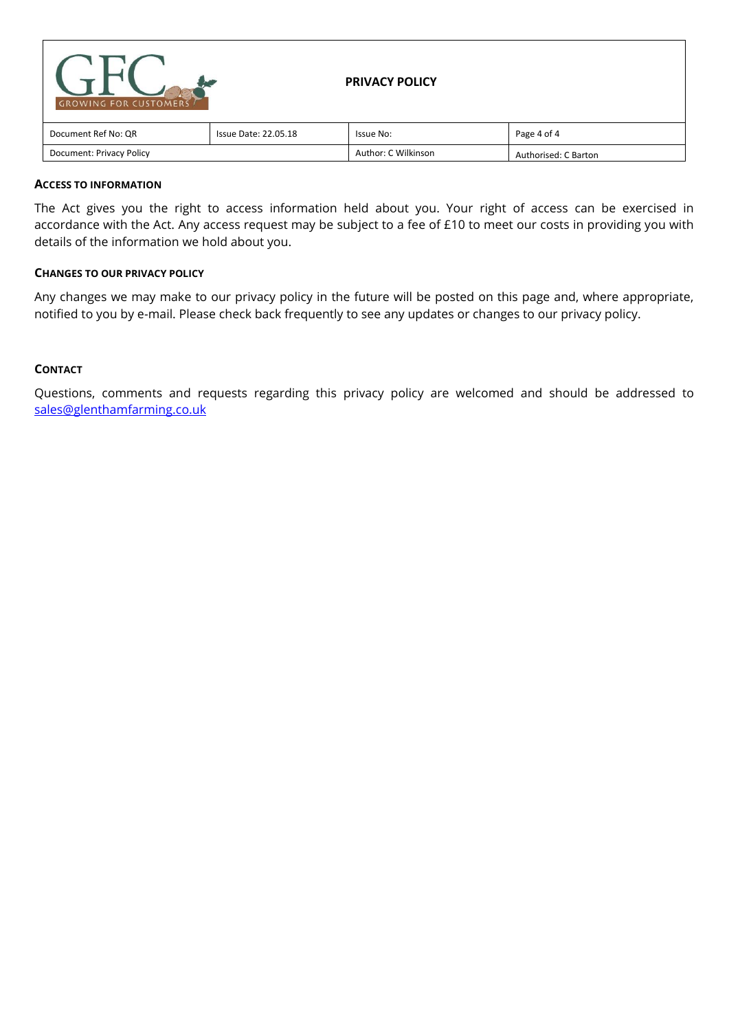### ACCESS TO INFORMATION

The Act gives you the right to access information held about you. Your right of access can be exercised in accordance with the Act. Any access request may be subject to a fee of £10 to meet our costs in providing you with details of the information we hold about you.

### CHANGES TO OUR PRIVACY POLICY

Any changes we may make to our privacy policy in the future will be posted on this page and, where appropriate, notified to you by e-mail. Please check back frequently to see any updates or changes to our privacy policy.

### CONTACT

Questions, comments and requests regarding this privacy policy are welcomed and should be addressed to [sales@glenthamfarming.co.uk](mailto:sales@glenthamfarming.co.uk)